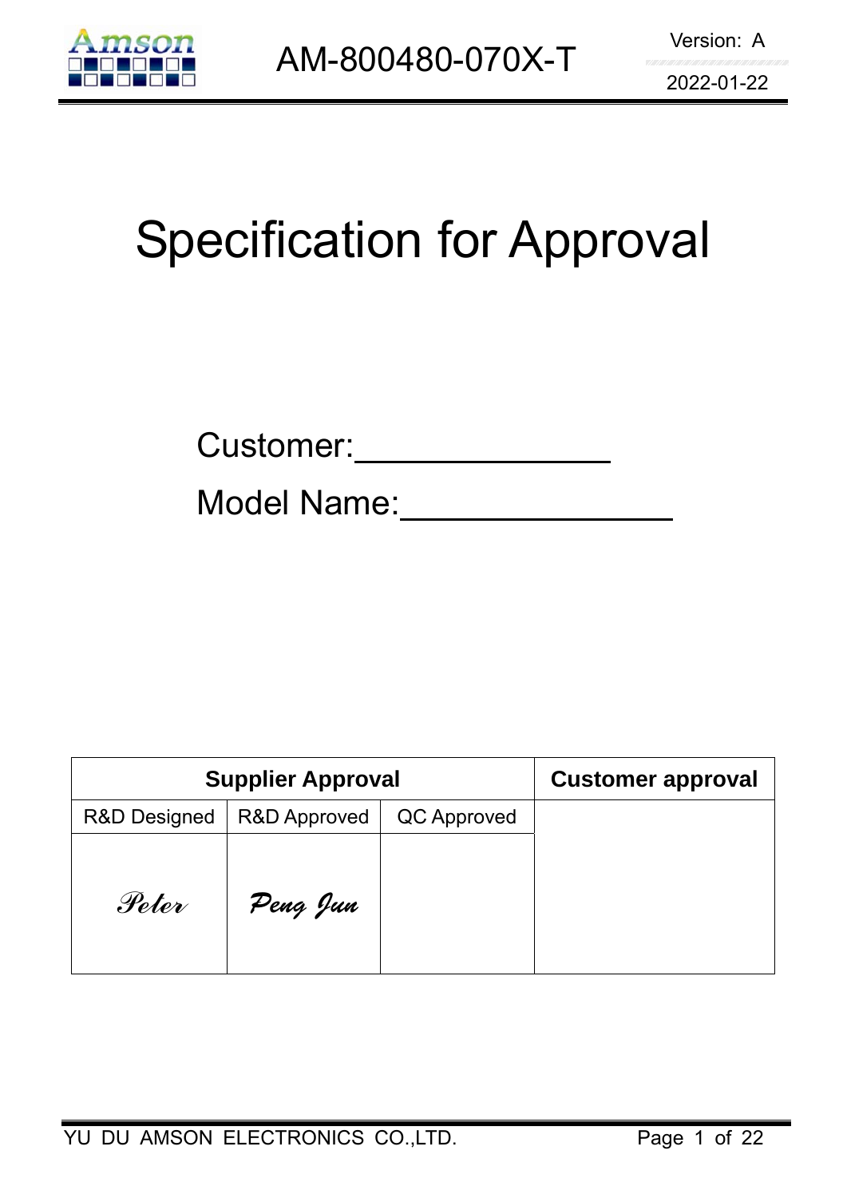# Specification for Approval

Customer:______________

Model Name:______________

| Supplier Approval | | | Customer approval |
|---|---|---|---|
| R&D Designed | R&D Approved | QC Approved | |
| *Peter* | *Peng Jun* | | |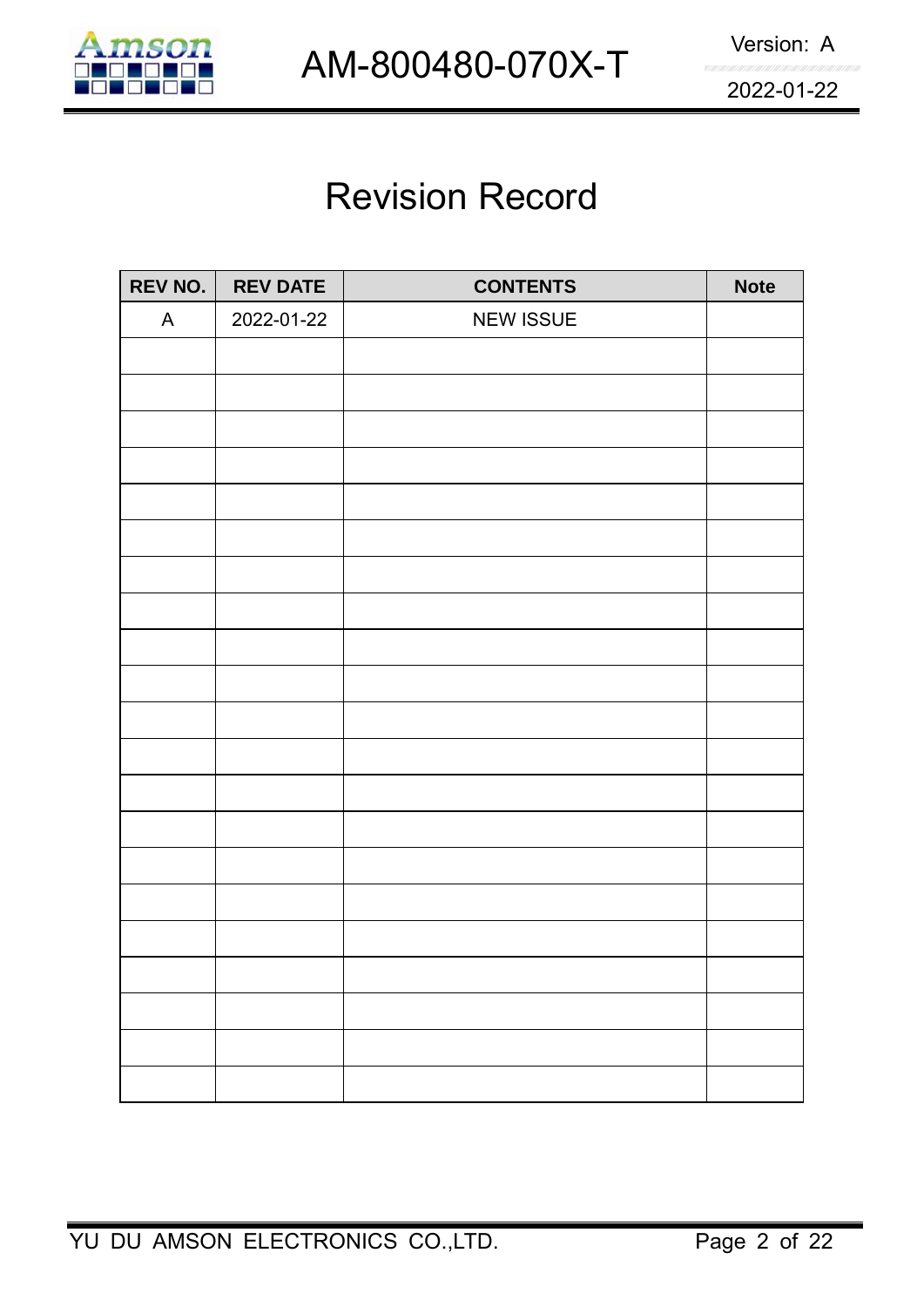# Revision Record

| REV NO. | REV DATE | CONTENTS | Note |
|---|---|---|---|
| A | 2022-01-22 | NEW ISSUE | |
| | | | |
| | | | |
| | | | |
| | | | |
| | | | |
| | | | |
| | | | |
| | | | |
| | | | |
| | | | |
| | | | |
| | | | |
| | | | |
| | | | |
| | | | |
| | | | |
| | | | |
| | | | |
| | | | |
| | | | |
| | | | |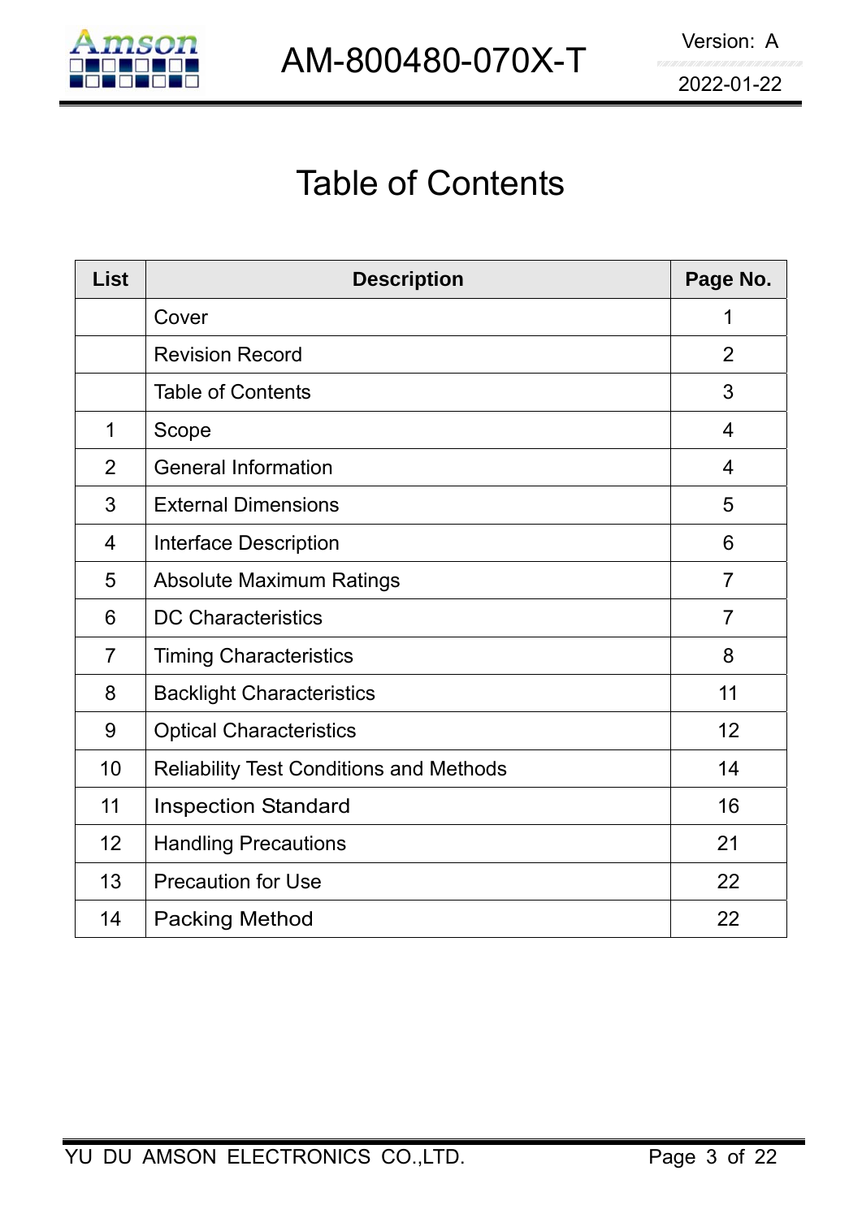# Table of Contents

| List | Description | Page No. |
|---|---|---|
| | Cover | 1 |
| | Revision Record | 2 |
| | Table of Contents | 3 |
| 1 | Scope | 4 |
| 2 | General Information | 4 |
| 3 | External Dimensions | 5 |
| 4 | Interface Description | 6 |
| 5 | Absolute Maximum Ratings | 7 |
| 6 | DC Characteristics | 7 |
| 7 | Timing Characteristics | 8 |
| 8 | Backlight Characteristics | 11 |
| 9 | Optical Characteristics | 12 |
| 10 | Reliability Test Conditions and Methods | 14 |
| 11 | Inspection Standard | 16 |
| 12 | Handling Precautions | 21 |
| 13 | Precaution for Use | 22 |
| 14 | Packing Method | 22 |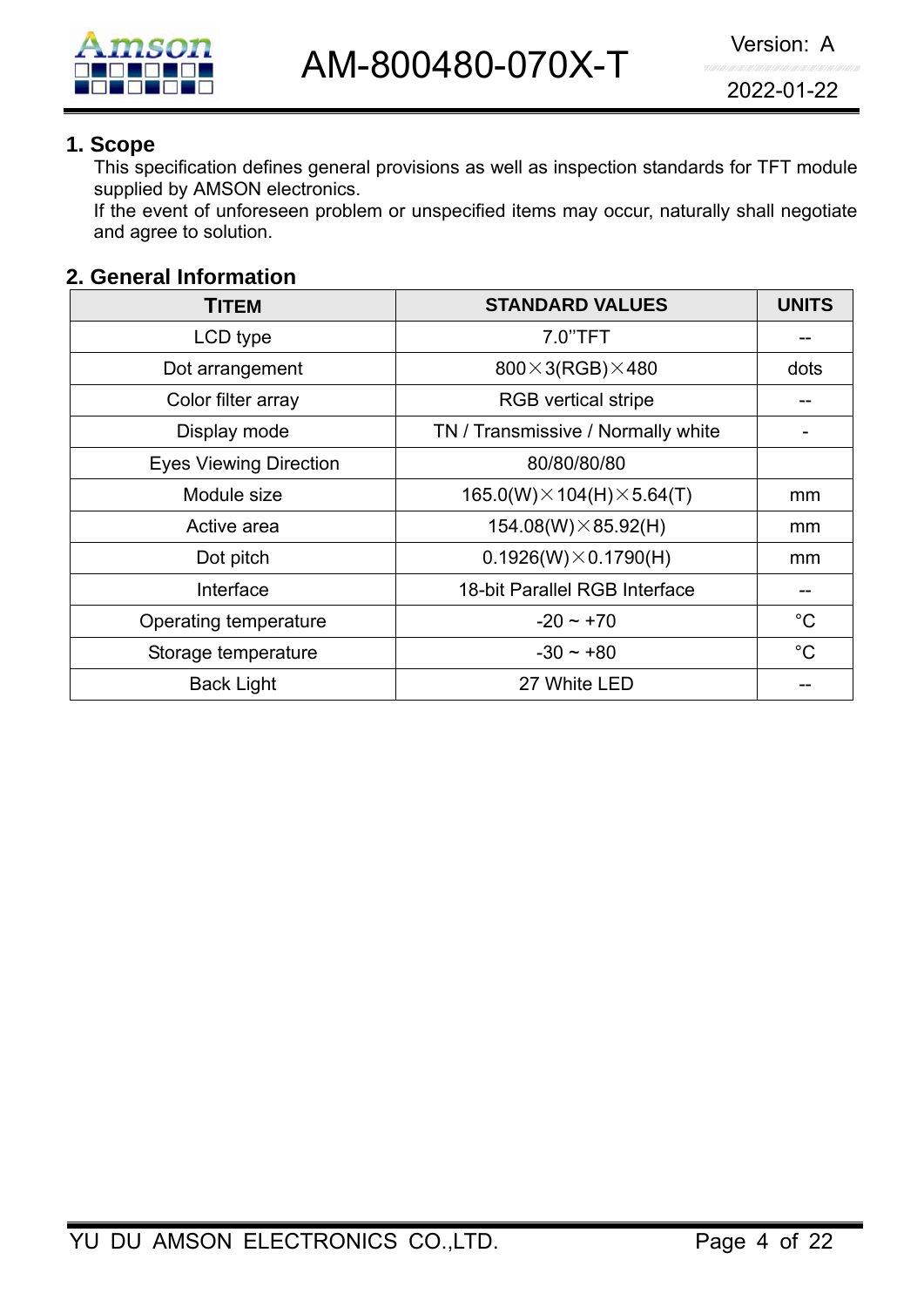## 1. Scope

This specification defines general provisions as well as inspection standards for TFT module supplied by AMSON electronics.

If the event of unforeseen problem or unspecified items may occur, naturally shall negotiate and agree to solution.

## 2. General Information

| TITEM | STANDARD VALUES | UNITS |
|---|---|---|
| LCD type | 7.0"TFT | -- |
| Dot arrangement | 800×3(RGB)×480 | dots |
| Color filter array | RGB vertical stripe | -- |
| Display mode | TN / Transmissive / Normally white | - |
| Eyes Viewing Direction | 80/80/80/80 | |
| Module size | 165.0(W)×104(H)×5.64(T) | mm |
| Active area | 154.08(W)×85.92(H) | mm |
| Dot pitch | 0.1926(W)×0.1790(H) | mm |
| Interface | 18-bit Parallel RGB Interface | -- |
| Operating temperature | -20 ~ +70 | °C |
| Storage temperature | -30 ~ +80 | °C |
| Back Light | 27 White LED | -- |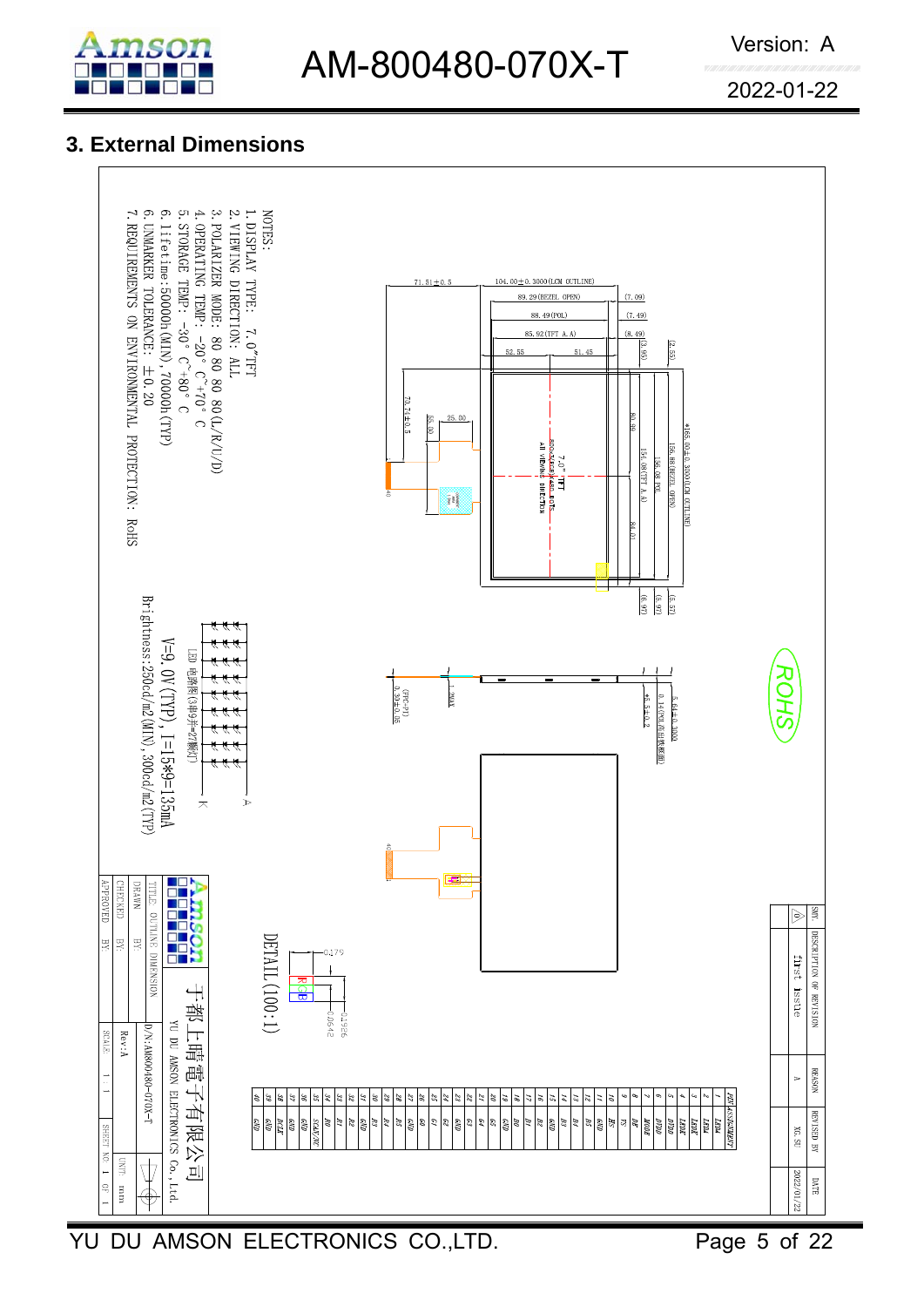## 3. External Dimensions

NOTES:
1. DISPLAY TYPE: 7.0"TFT
2. VIEWING DIRECTION: ALL
3. POLARIZER MODE: 80 80 80 80(L/R/U/D)
4. OPERATING TEMP: -20° C~+70° C
5. STORAGE TEMP: -30° C~+80° C
6. lifetime:50000h(MIN),70000h(TYP)
6. UNMARKER TOLERANCE: ±0.20
7. REQUIREMENTS ON ENVIRONMENTAL PROTECTION: RoHS

LED 电路图(3串9并=27颗灯)

V=9.0V(TYP), I=15*9=135mA

Brightness:250cd/m2(MIN),300cd/m2(TYP)

7.0" TFT
800X480 DOTS
All VIEWING DIRECTION

DETAIL(100:1)

| SMY | DESCRIPTION OF REVISION | REASON | REVISED BY | DATE |
| --- | --- | --- | --- | --- |
| A | first issue | A | XG.SU | 2022/01/22 |

| PIN | ASSIGNMENT |
| --- | --- |
| 1 | LEDA |
| 2 | LEDA |
| 3 | LEDK |
| 4 | LEDK |
| 5 | DVDD |
| 6 | DVDD |
| 7 | MODE |
| 8 | DE |
| 9 | VS |
| 10 | HS |
| 11 | GND |
| 12 | B5 |
| 13 | B4 |
| 14 | B3 |
| 15 | GND |
| 16 | B2 |
| 17 | B1 |
| 18 | B0 |
| 19 | GND |
| 20 | G5 |
| 21 | G4 |
| 22 | G3 |
| 23 | GND |
| 24 | G2 |
| 25 | G1 |
| 26 | G0 |
| 27 | GND |
| 28 | R5 |
| 29 | R4 |
| 30 | R3 |
| 31 | GND |
| 32 | R2 |
| 33 | R1 |
| 34 | R0 |
| 35 | STBYB/NC |
| 36 | GND |
| 37 | GND |
| 38 | DCLK |
| 39 | GND |
| 40 | GND |

Amson 于都上晴電子有限公司 YU DU AMSON ELECTRONICS Co., Ltd.

TITLE: OUTLINE DIMENSION | D/N:AM800480-070X-T
DRAWN BY | Rev:A
CHECKED BY | UNIT: mm
APPROVED BY | SCALE: 1:1 | SHEET NO: 1 OF 1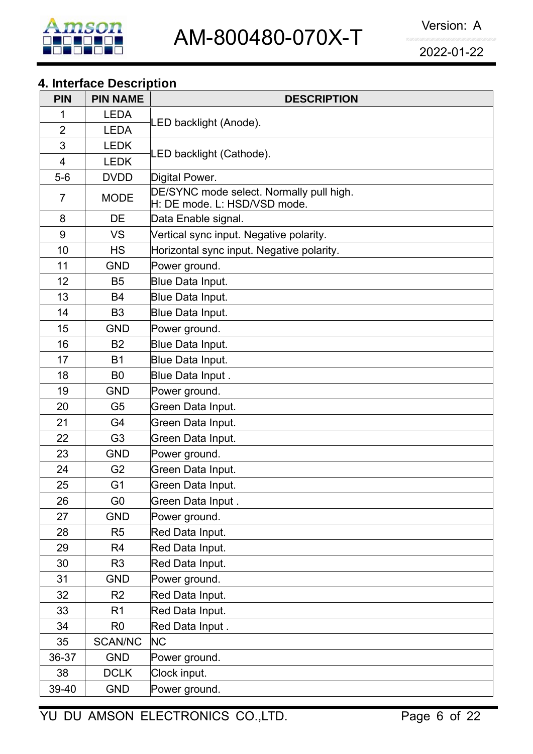## 4. Interface Description

| PIN | PIN NAME | DESCRIPTION |
|---|---|---|
| 1 | LEDA | LED backlight (Anode). |
| 2 | LEDA | |
| 3 | LEDK | LED backlight (Cathode). |
| 4 | LEDK | |
| 5-6 | DVDD | Digital Power. |
| 7 | MODE | DE/SYNC mode select. Normally pull high.<br>H: DE mode. L: HSD/VSD mode. |
| 8 | DE | Data Enable signal. |
| 9 | VS | Vertical sync input. Negative polarity. |
| 10 | HS | Horizontal sync input. Negative polarity. |
| 11 | GND | Power ground. |
| 12 | B5 | Blue Data Input. |
| 13 | B4 | Blue Data Input. |
| 14 | B3 | Blue Data Input. |
| 15 | GND | Power ground. |
| 16 | B2 | Blue Data Input. |
| 17 | B1 | Blue Data Input. |
| 18 | B0 | Blue Data Input . |
| 19 | GND | Power ground. |
| 20 | G5 | Green Data Input. |
| 21 | G4 | Green Data Input. |
| 22 | G3 | Green Data Input. |
| 23 | GND | Power ground. |
| 24 | G2 | Green Data Input. |
| 25 | G1 | Green Data Input. |
| 26 | G0 | Green Data Input . |
| 27 | GND | Power ground. |
| 28 | R5 | Red Data Input. |
| 29 | R4 | Red Data Input. |
| 30 | R3 | Red Data Input. |
| 31 | GND | Power ground. |
| 32 | R2 | Red Data Input. |
| 33 | R1 | Red Data Input. |
| 34 | R0 | Red Data Input . |
| 35 | SCAN/NC | NC |
| 36-37 | GND | Power ground. |
| 38 | DCLK | Clock input. |
| 39-40 | GND | Power ground. |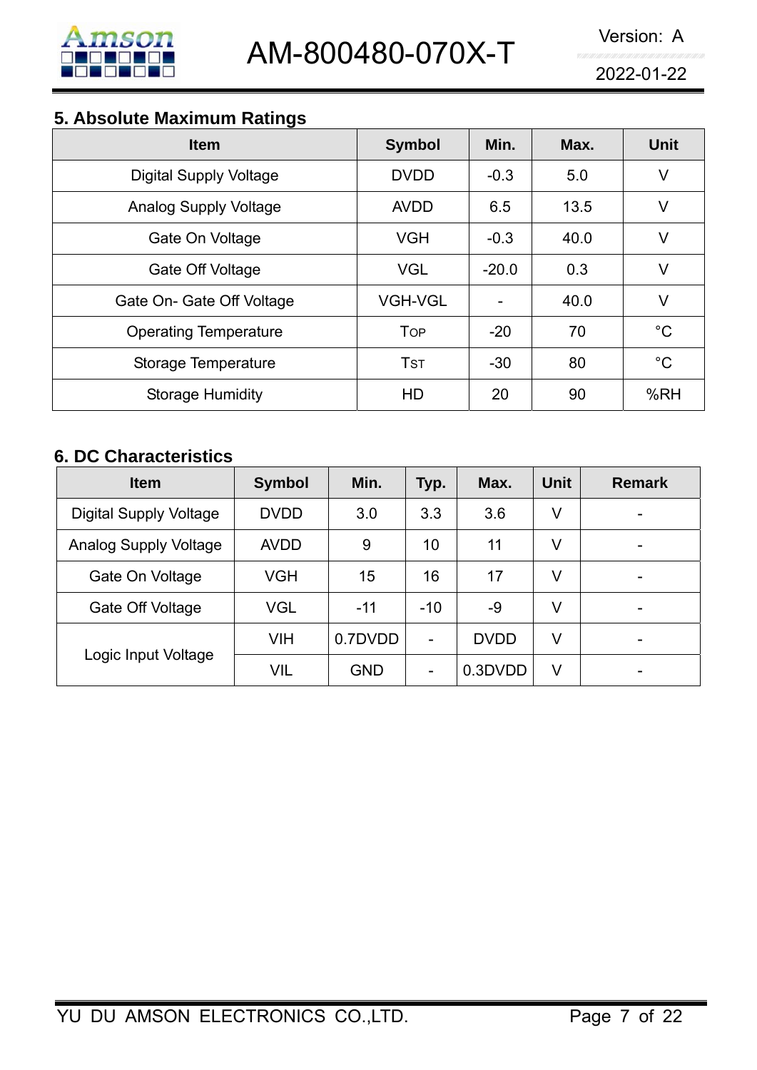## 5. Absolute Maximum Ratings

| Item | Symbol | Min. | Max. | Unit |
|---|---|---|---|---|
| Digital Supply Voltage | DVDD | -0.3 | 5.0 | V |
| Analog Supply Voltage | AVDD | 6.5 | 13.5 | V |
| Gate On Voltage | VGH | -0.3 | 40.0 | V |
| Gate Off Voltage | VGL | -20.0 | 0.3 | V |
| Gate On- Gate Off Voltage | VGH-VGL | - | 40.0 | V |
| Operating Temperature | TOP | -20 | 70 | °C |
| Storage Temperature | TST | -30 | 80 | °C |
| Storage Humidity | HD | 20 | 90 | %RH |

## 6. DC Characteristics

| Item | Symbol | Min. | Typ. | Max. | Unit | Remark |
|---|---|---|---|---|---|---|
| Digital Supply Voltage | DVDD | 3.0 | 3.3 | 3.6 | V | - |
| Analog Supply Voltage | AVDD | 9 | 10 | 11 | V | - |
| Gate On Voltage | VGH | 15 | 16 | 17 | V | - |
| Gate Off Voltage | VGL | -11 | -10 | -9 | V | - |
| Logic Input Voltage | VIH | 0.7DVDD | - | DVDD | V | - |
| | VIL | GND | - | 0.3DVDD | V | - |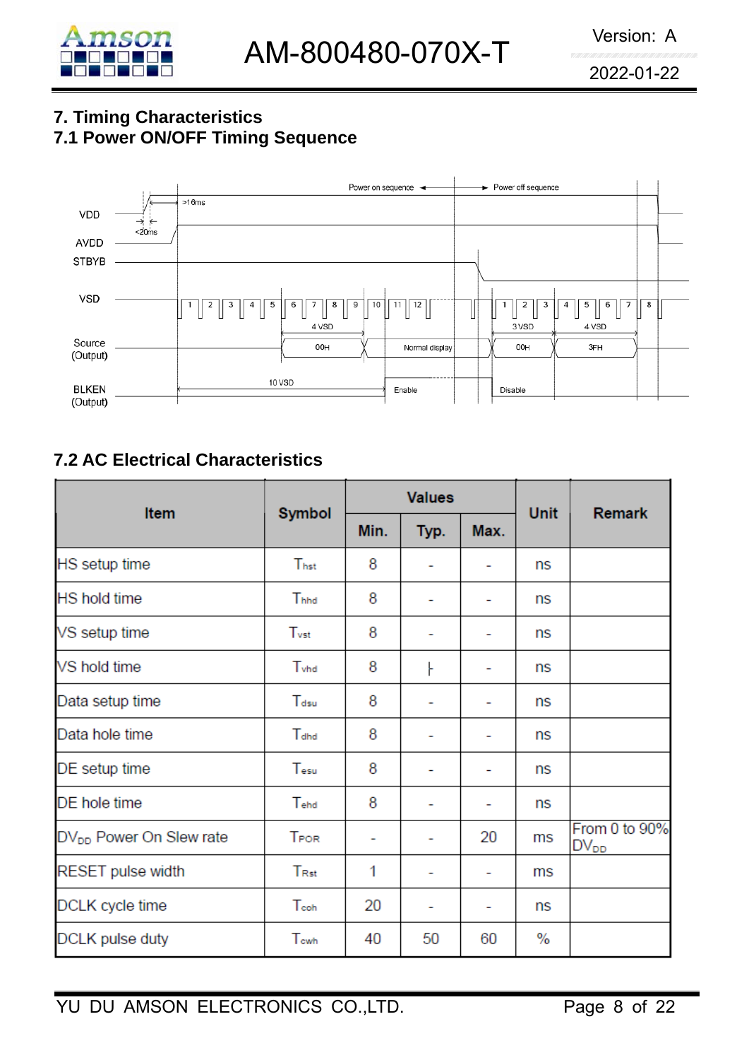# 7. Timing Characteristics

## 7.1 Power ON/OFF Timing Sequence

## 7.2 AC Electrical Characteristics

| Item | Symbol | Values | | | Unit | Remark |
|---|---|---|---|---|---|---|
| | | Min. | Typ. | Max. | | |
| HS setup time | $T_{hst}$ | 8 | - | - | ns | |
| HS hold time | $T_{hhd}$ | 8 | - | - | ns | |
| VS setup time | $T_{vst}$ | 8 | - | - | ns | |
| VS hold time | $T_{vhd}$ | 8 | - | - | ns | |
| Data setup time | $T_{dsu}$ | 8 | - | - | ns | |
| Data hole time | $T_{dhd}$ | 8 | - | - | ns | |
| DE setup time | $T_{esu}$ | 8 | - | - | ns | |
| DE hole time | $T_{ehd}$ | 8 | - | - | ns | |
| $DV_{DD}$ Power On Slew rate | $T_{POR}$ | - | - | 20 | ms | From 0 to 90% $DV_{DD}$ |
| RESET pulse width | $T_{Rst}$ | 1 | - | - | ms | |
| DCLK cycle time | $T_{coh}$ | 20 | - | - | ns | |
| DCLK pulse duty | $T_{cwh}$ | 40 | 50 | 60 | % | |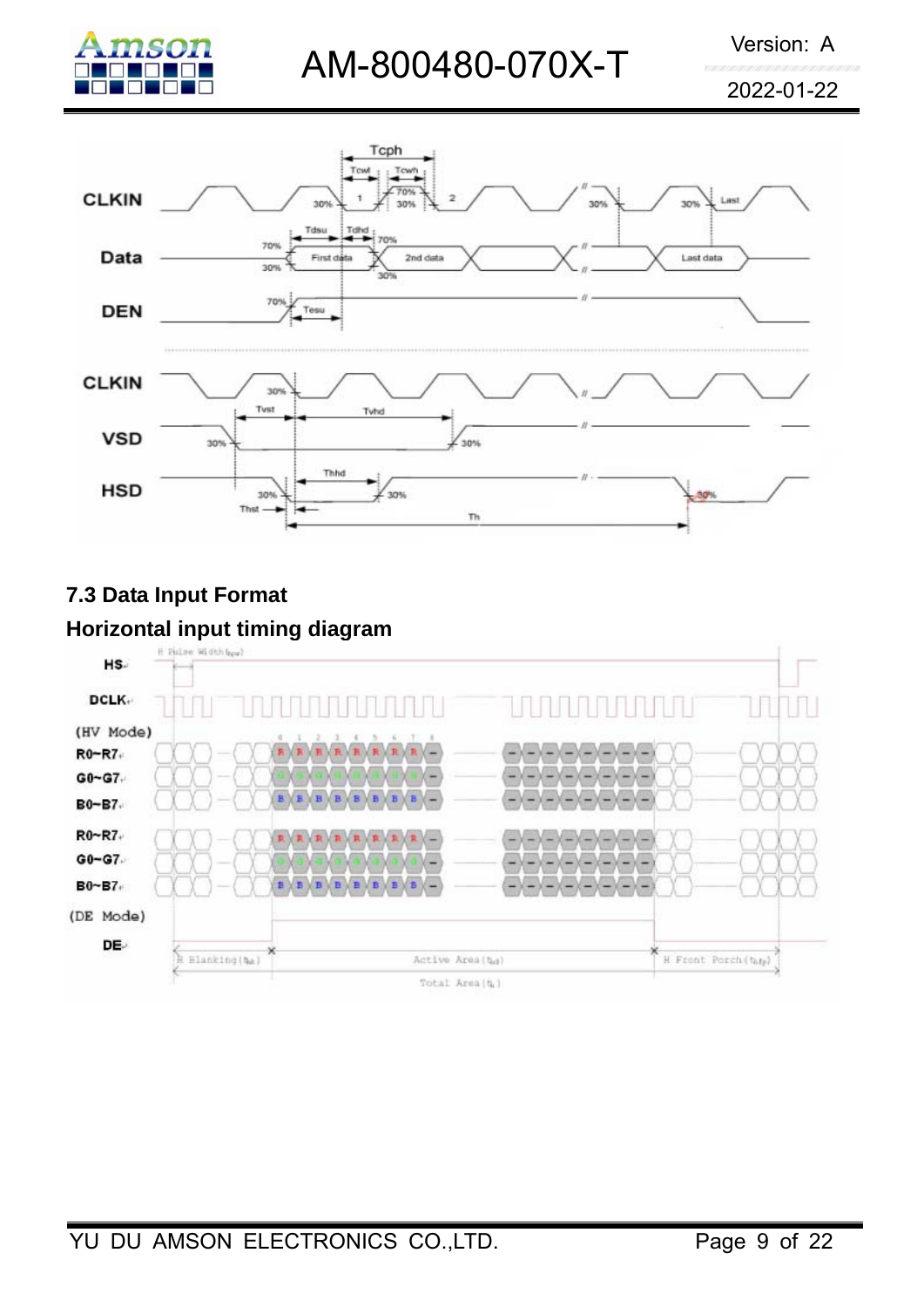CLKIN

Data

DEN

CLKIN

VSD

HSD

### 7.3 Data Input Format

### Horizontal input timing diagram

HS

DCLK

(HV Mode)

R0~R7

G0~G7

B0~B7

R0~R7

G0~G7

B0~B7

(DE Mode)

DE

H Blanking ($t_{hb}$) Active Area ($t_{hd}$) H Front Porch ($t_{hfp}$)

Total Area ($t_h$)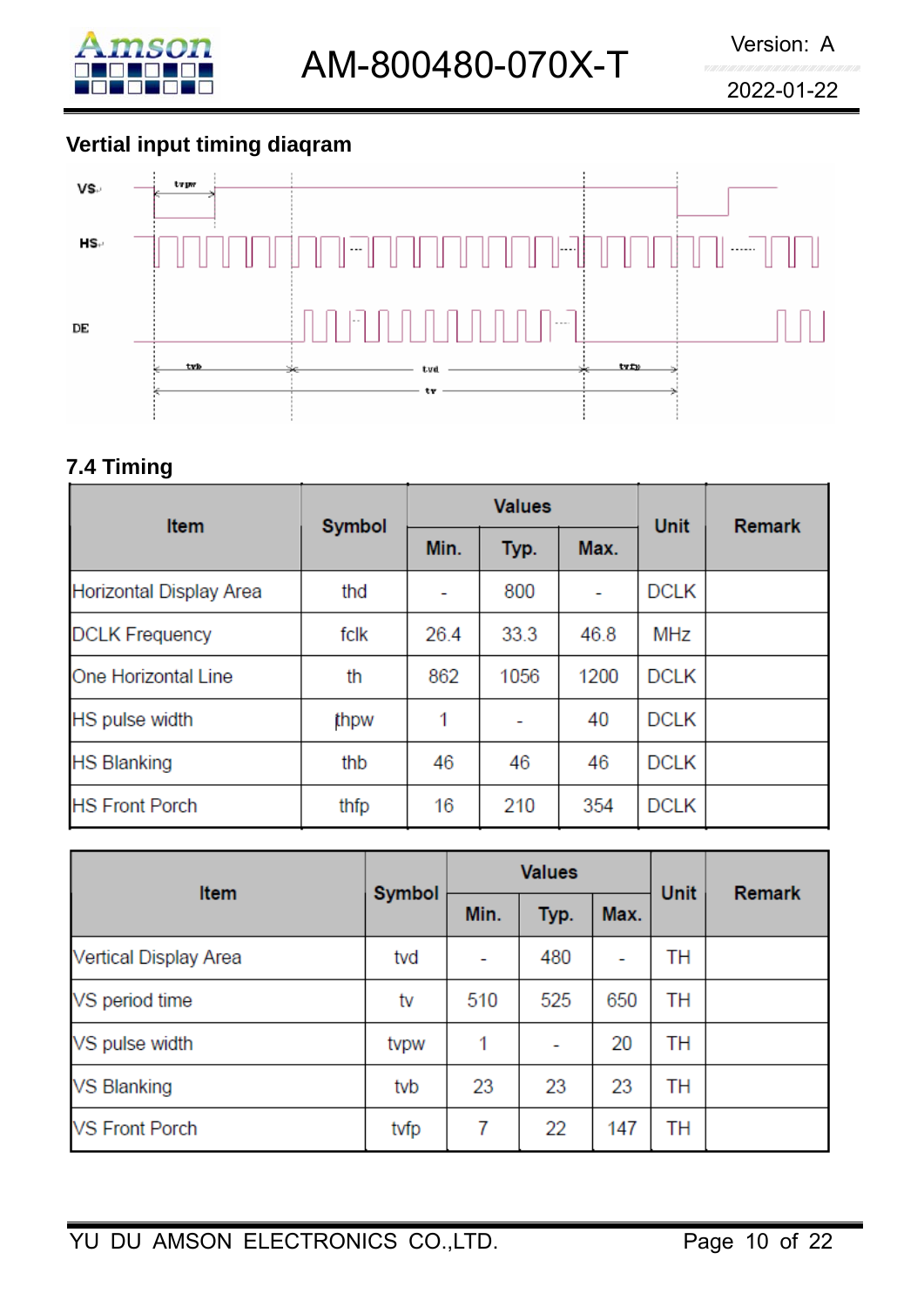### Vertial input timing diaqram

VS

HS

DE

tvpw

tvb

tvd

tvfp

tv

## 7.4 Timing

| Item | Symbol | Values | | | Unit | Remark |
|---|---|---|---|---|---|---|
| | | Min. | Typ. | Max. | | |
| Horizontal Display Area | thd | - | 800 | - | DCLK | |
| DCLK Frequency | fclk | 26.4 | 33.3 | 46.8 | MHz | |
| One Horizontal Line | th | 862 | 1056 | 1200 | DCLK | |
| HS pulse width | thpw | 1 | - | 40 | DCLK | |
| HS Blanking | thb | 46 | 46 | 46 | DCLK | |
| HS Front Porch | thfp | 16 | 210 | 354 | DCLK | |

| Item | Symbol | Values | | | Unit | Remark |
|---|---|---|---|---|---|---|
| | | Min. | Typ. | Max. | | |
| Vertical Display Area | tvd | - | 480 | - | TH | |
| VS period time | tv | 510 | 525 | 650 | TH | |
| VS pulse width | tvpw | 1 | - | 20 | TH | |
| VS Blanking | tvb | 23 | 23 | 23 | TH | |
| VS Front Porch | tvfp | 7 | 22 | 147 | TH | |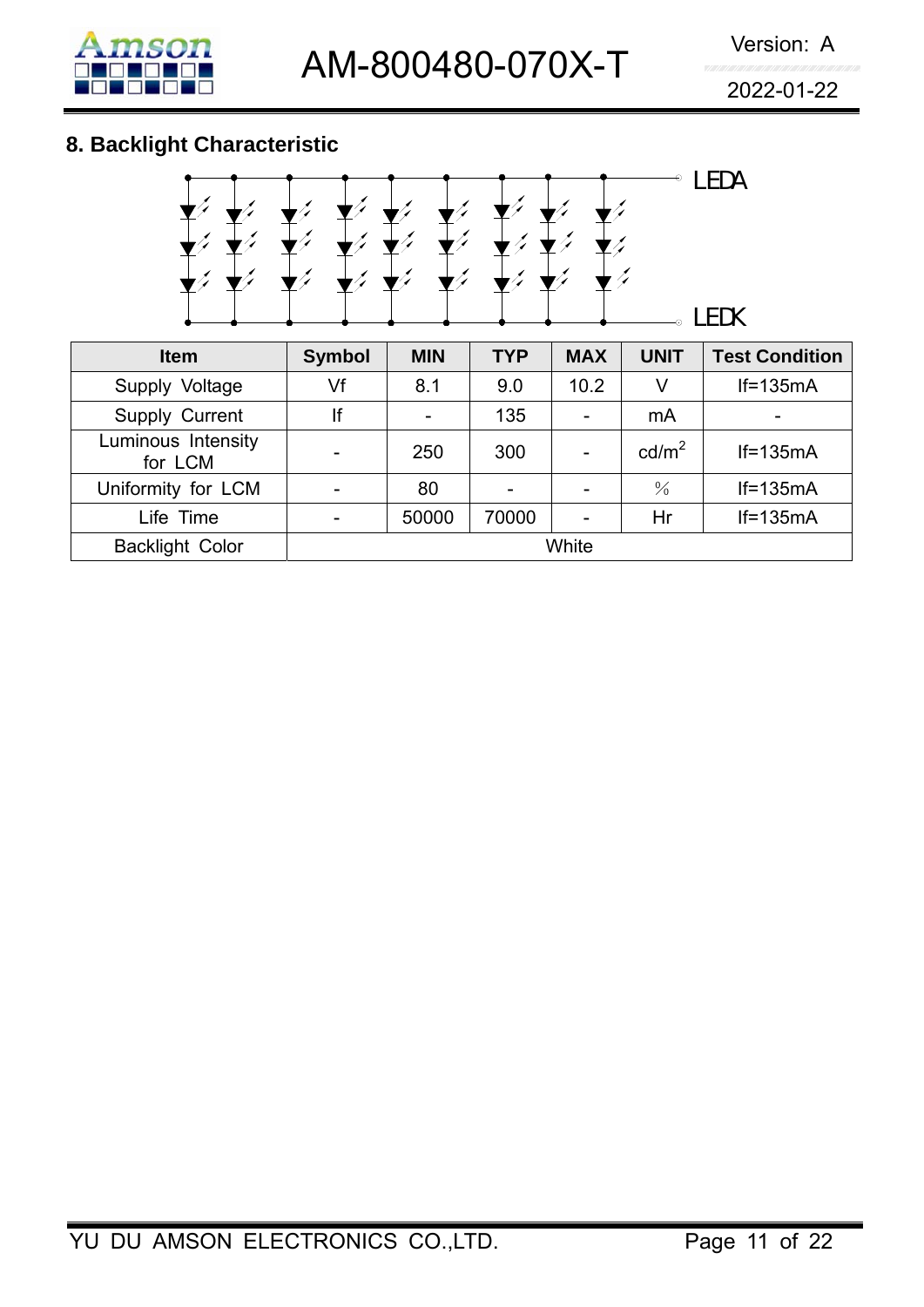## 8. Backlight Characteristic

LEDA

LEDK

| Item | Symbol | MIN | TYP | MAX | UNIT | Test Condition |
|---|---|---|---|---|---|---|
| Supply Voltage | Vf | 8.1 | 9.0 | 10.2 | V | If=135mA |
| Supply Current | If | - | 135 | - | mA | - |
| Luminous Intensity for LCM | - | 250 | 300 | - | $cd/m^2$ | If=135mA |
| Uniformity for LCM | - | 80 | - | - | ％ | If=135mA |
| Life Time | - | 50000 | 70000 | - | Hr | If=135mA |
| Backlight Color | White | | | | | |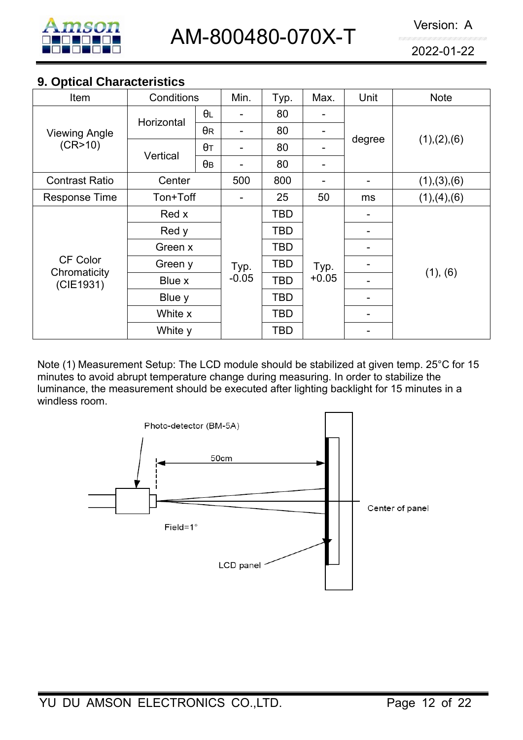## 9. Optical Characteristics

| Item | Conditions | | Min. | Typ. | Max. | Unit | Note |
|---|---|---|---|---|---|---|---|
| Viewing Angle (CR>10) | Horizontal | $\theta_L$ | - | 80 | - | degree | (1),(2),(6) |
| | | $\theta_R$ | - | 80 | - | | |
| | Vertical | $\theta_T$ | - | 80 | - | | |
| | | $\theta_B$ | - | 80 | - | | |
| Contrast Ratio | Center | | 500 | 800 | - | - | (1),(3),(6) |
| Response Time | Ton+Toff | | - | 25 | 50 | ms | (1),(4),(6) |
| CF Color Chromaticity (CIE1931) | Red x | | Typ. -0.05 | TBD | Typ. +0.05 | - | (1), (6) |
| | Red y | | | TBD | | - | |
| | Green x | | | TBD | | - | |
| | Green y | | | TBD | | - | |
| | Blue x | | | TBD | | - | |
| | Blue y | | | TBD | | - | |
| | White x | | | TBD | | - | |
| | White y | | | TBD | | - | |

Note (1) Measurement Setup: The LCD module should be stabilized at given temp. 25°C for 15 minutes to avoid abrupt temperature change during measuring. In order to stabilize the luminance, the measurement should be executed after lighting backlight for 15 minutes in a windless room.

Photo-detector (BM-5A)

50cm

Center of panel

Field=1°

LCD panel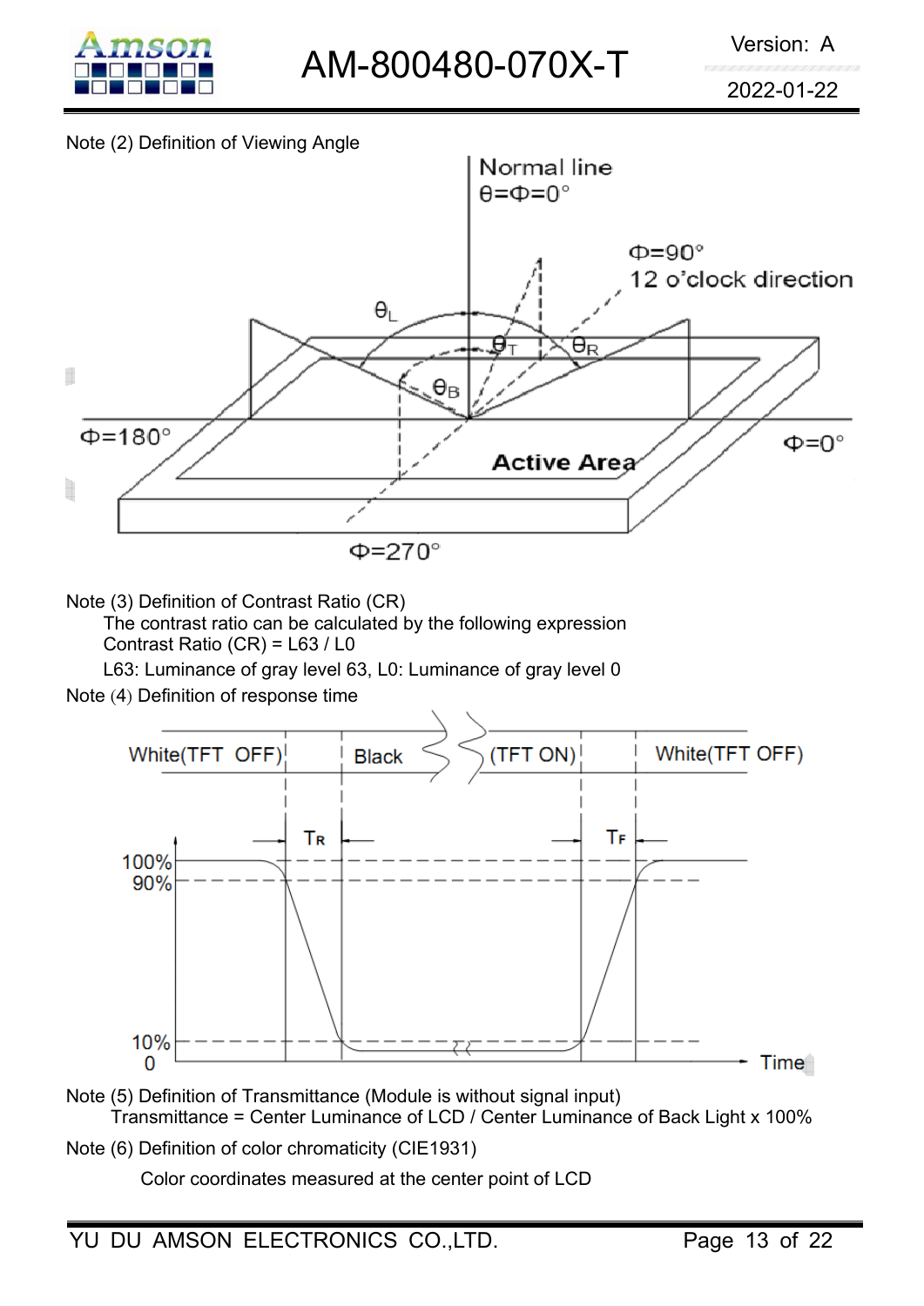Note (2) Definition of Viewing Angle

Note (3) Definition of Contrast Ratio (CR)

The contrast ratio can be calculated by the following expression

Contrast Ratio (CR) = L63 / L0

L63: Luminance of gray level 63, L0: Luminance of gray level 0

Note (4) Definition of response time

Note (5) Definition of Transmittance (Module is without signal input)

Transmittance = Center Luminance of LCD / Center Luminance of Back Light x 100%

Note (6) Definition of color chromaticity (CIE1931)

Color coordinates measured at the center point of LCD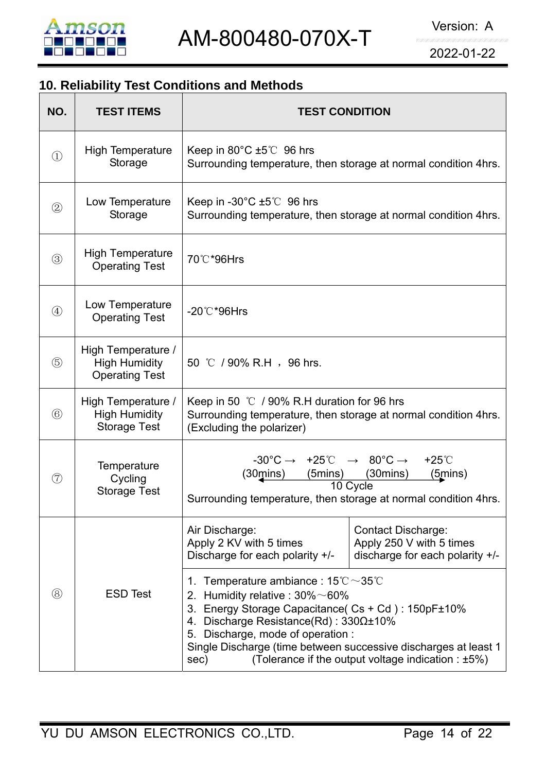## 10. Reliability Test Conditions and Methods

| NO. | TEST ITEMS | TEST CONDITION | |
|---|---|---|---|
| ① | High Temperature Storage | Keep in 80°C ±5℃ 96 hrs<br>Surrounding temperature, then storage at normal condition 4hrs. | |
| ② | Low Temperature Storage | Keep in -30°C ±5℃ 96 hrs<br>Surrounding temperature, then storage at normal condition 4hrs. | |
| ③ | High Temperature Operating Test | 70℃*96Hrs | |
| ④ | Low Temperature Operating Test | -20℃*96Hrs | |
| ⑤ | High Temperature / High Humidity Operating Test | 50 ℃ / 90% R.H ， 96 hrs. | |
| ⑥ | High Temperature / High Humidity Storage Test | Keep in 50 ℃ / 90% R.H duration for 96 hrs<br>Surrounding temperature, then storage at normal condition 4hrs.<br>(Excluding the polarizer) | |
| ⑦ | Temperature Cycling Storage Test | -30°C → +25℃ → 80°C → +25℃<br>(30mins) (5mins) (30mins) (5mins)<br>10 Cycle<br>Surrounding temperature, then storage at normal condition 4hrs. | |
| ⑧ | ESD Test | Air Discharge:<br>Apply 2 KV with 5 times<br>Discharge for each polarity +/- | Contact Discharge:<br>Apply 250 V with 5 times<br>discharge for each polarity +/- |
| | | 1. Temperature ambiance : 15℃～35℃<br>2. Humidity relative : 30%～60%<br>3. Energy Storage Capacitance( Cs + Cd ) : 150pF±10%<br>4. Discharge Resistance(Rd) : 330Ω±10%<br>5. Discharge, mode of operation :<br>Single Discharge (time between successive discharges at least 1 sec) (Tolerance if the output voltage indication : ±5%) | |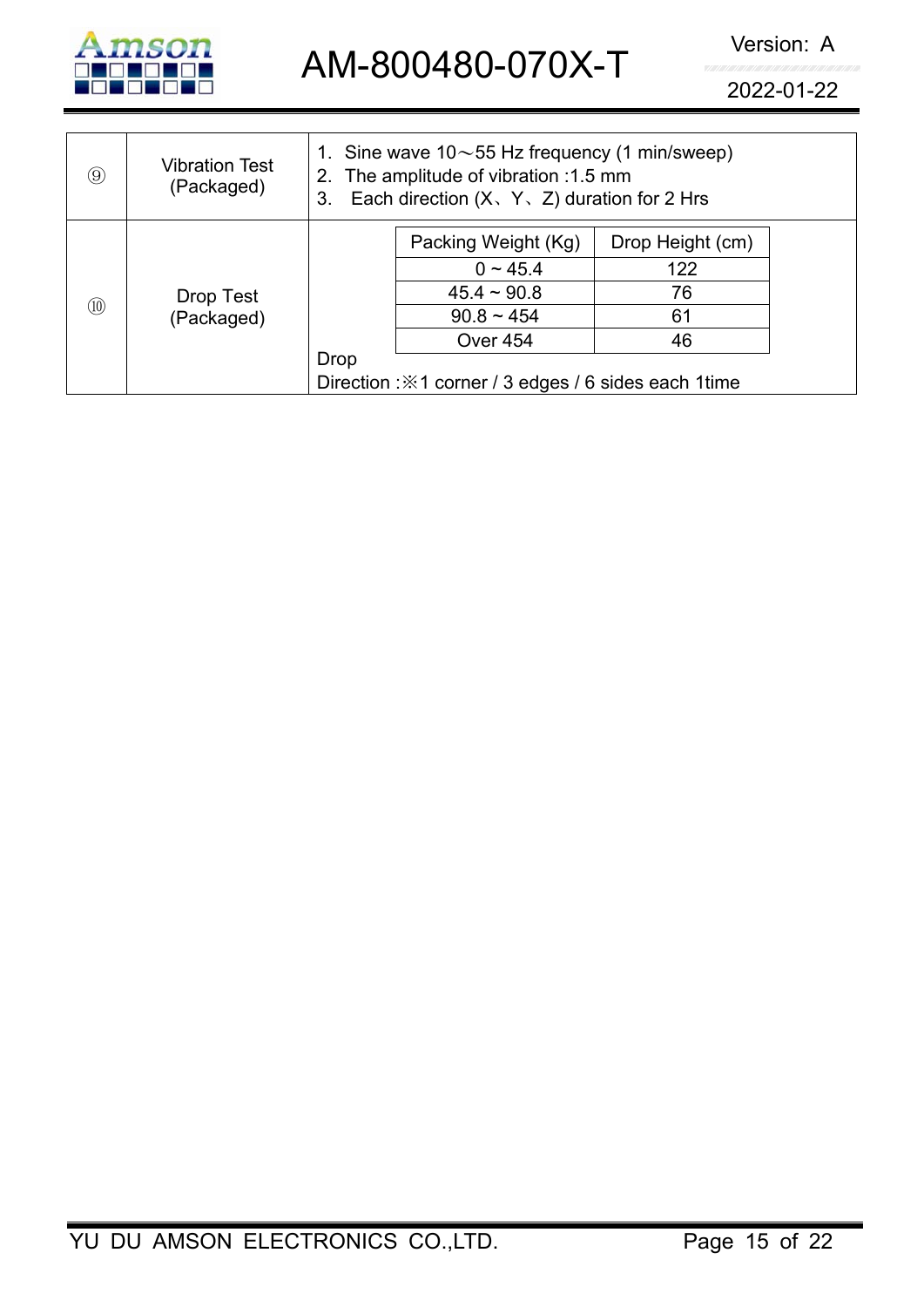| ⑨ | Vibration Test (Packaged) | 1. Sine wave 10～55 Hz frequency (1 min/sweep)<br>2. The amplitude of vibration :1.5 mm<br>3. Each direction (X、Y、Z) duration for 2 Hrs |
|---|---|---|
| ⑩ | Drop Test (Packaged) | Packing Weight (Kg) / Drop Height (cm):<br>0 ~ 45.4 / 122<br>45.4 ~ 90.8 / 76<br>90.8 ~ 454 / 61<br>Over 454 / 46<br>Drop<br>Direction :※1 corner / 3 edges / 6 sides each 1time |

| Packing Weight (Kg) | Drop Height (cm) |
|---|---|
| 0 ~ 45.4 | 122 |
| 45.4 ~ 90.8 | 76 |
| 90.8 ~ 454 | 61 |
| Over 454 | 46 |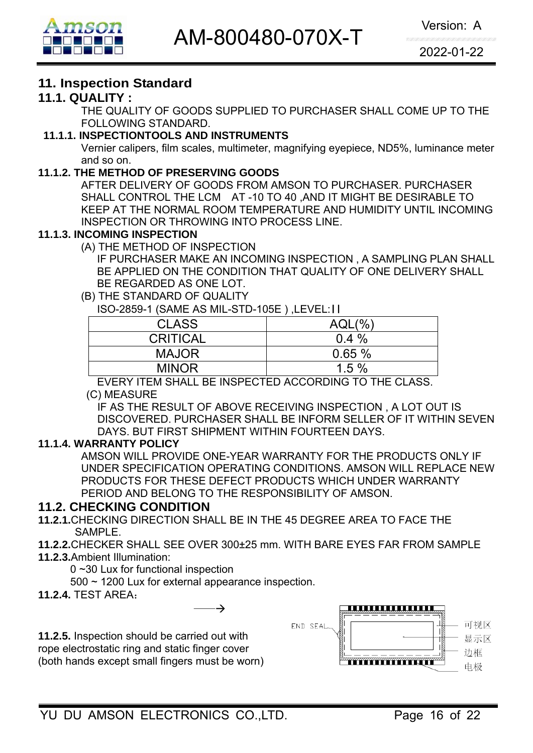# 11. Inspection Standard

## 11.1. QUALITY :

THE QUALITY OF GOODS SUPPLIED TO PURCHASER SHALL COME UP TO THE FOLLOWING STANDARD.

### 11.1.1. INSPECTIONTOOLS AND INSTRUMENTS

Vernier calipers, film scales, multimeter, magnifying eyepiece, ND5%, luminance meter and so on.

### 11.1.2. THE METHOD OF PRESERVING GOODS

AFTER DELIVERY OF GOODS FROM AMSON TO PURCHASER. PURCHASER SHALL CONTROL THE LCM AT -10 TO 40 ,AND IT MIGHT BE DESIRABLE TO KEEP AT THE NORMAL ROOM TEMPERATURE AND HUMIDITY UNTIL INCOMING INSPECTION OR THROWING INTO PROCESS LINE.

### 11.1.3. INCOMING INSPECTION

(A) THE METHOD OF INSPECTION

IF PURCHASER MAKE AN INCOMING INSPECTION , A SAMPLING PLAN SHALL BE APPLIED ON THE CONDITION THAT QUALITY OF ONE DELIVERY SHALL BE REGARDED AS ONE LOT.

(B) THE STANDARD OF QUALITY

ISO-2859-1 (SAME AS MIL-STD-105E ) ,LEVEL:ＩＩ

| CLASS | AQL(%) |
|---|---|
| CRITICAL | 0.4 % |
| MAJOR | 0.65 % |
| MINOR | 1.5 % |

EVERY ITEM SHALL BE INSPECTED ACCORDING TO THE CLASS.

(C) MEASURE

IF AS THE RESULT OF ABOVE RECEIVING INSPECTION , A LOT OUT IS DISCOVERED. PURCHASER SHALL BE INFORM SELLER OF IT WITHIN SEVEN DAYS. BUT FIRST SHIPMENT WITHIN FOURTEEN DAYS.

### 11.1.4. WARRANTY POLICY

AMSON WILL PROVIDE ONE-YEAR WARRANTY FOR THE PRODUCTS ONLY IF UNDER SPECIFICATION OPERATING CONDITIONS. AMSON WILL REPLACE NEW PRODUCTS FOR THESE DEFECT PRODUCTS WHICH UNDER WARRANTY PERIOD AND BELONG TO THE RESPONSIBILITY OF AMSON.

## 11.2. CHECKING CONDITION

**11.2.1.** CHECKING DIRECTION SHALL BE IN THE 45 DEGREE AREA TO FACE THE SAMPLE.

**11.2.2.** CHECKER SHALL SEE OVER 300±25 mm. WITH BARE EYES FAR FROM SAMPLE

**11.2.3.** Ambient Illumination:

0 ~30 Lux for functional inspection

500 ~ 1200 Lux for external appearance inspection.

**11.2.4.** TEST AREA：

→

END SEAL

可视区

显示区

边框

电极

**11.2.5.** Inspection should be carried out with rope electrostatic ring and static finger cover (both hands except small fingers must be worn)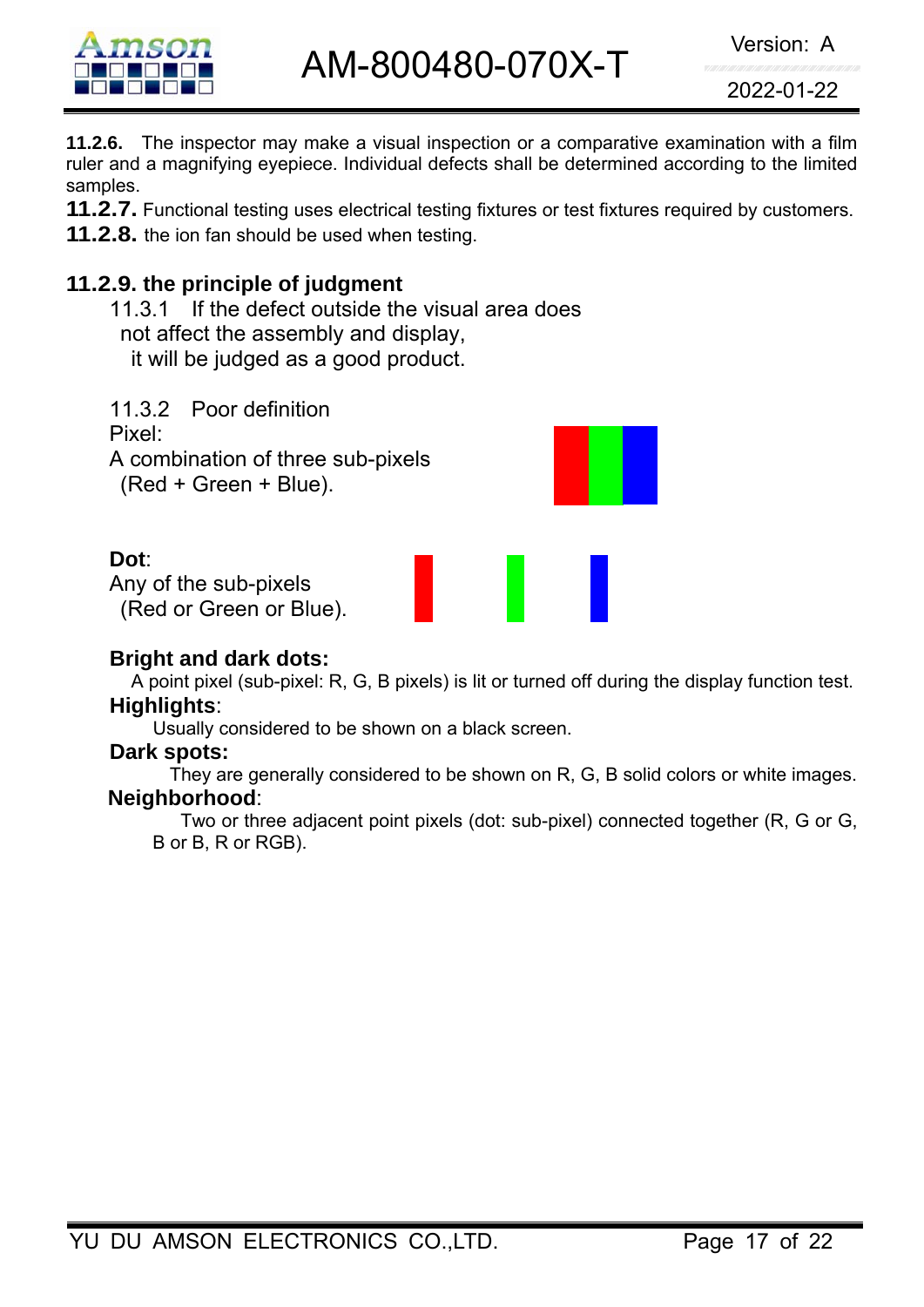**11.2.6.** The inspector may make a visual inspection or a comparative examination with a film ruler and a magnifying eyepiece. Individual defects shall be determined according to the limited samples.

**11.2.7.** Functional testing uses electrical testing fixtures or test fixtures required by customers.

**11.2.8.** the ion fan should be used when testing.

### 11.2.9. the principle of judgment

11.3.1 If the defect outside the visual area does not affect the assembly and display, it will be judged as a good product.

11.3.2 Poor definition

Pixel:
A combination of three sub-pixels (Red + Green + Blue).

**Dot**:
Any of the sub-pixels (Red or Green or Blue).

**Bright and dark dots:**
A point pixel (sub-pixel: R, G, B pixels) is lit or turned off during the display function test.

**Highlights**:
Usually considered to be shown on a black screen.

**Dark spots:**
They are generally considered to be shown on R, G, B solid colors or white images.

**Neighborhood**:
Two or three adjacent point pixels (dot: sub-pixel) connected together (R, G or G, B or B, R or RGB).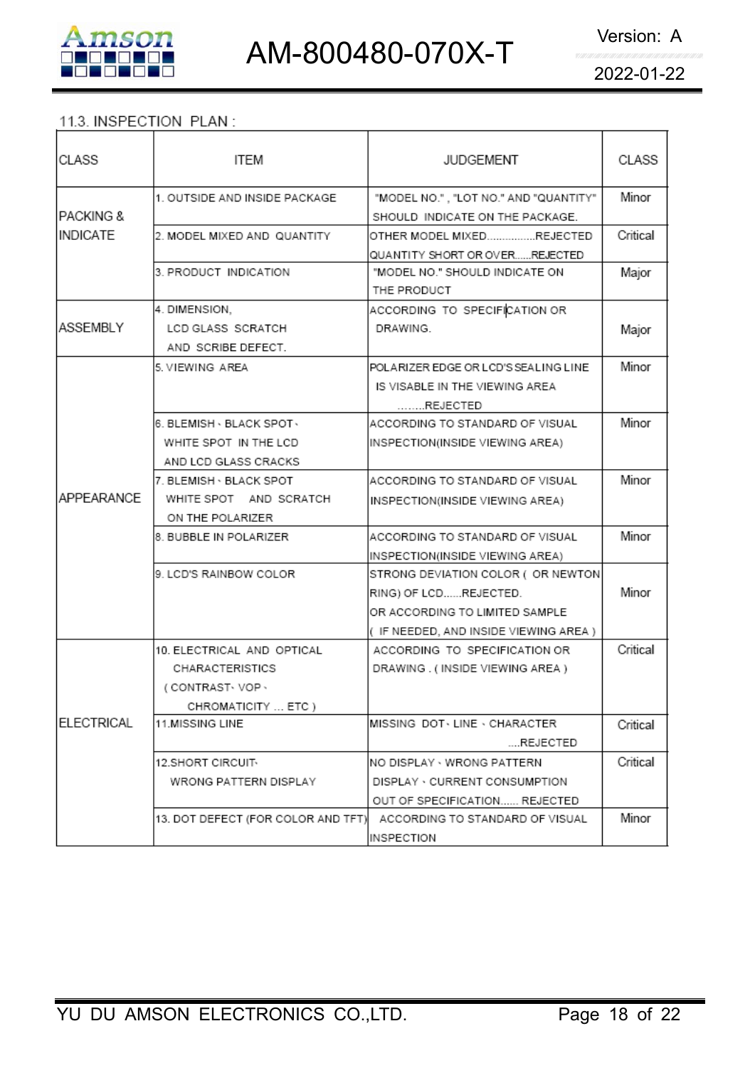## 11.3. INSPECTION PLAN :

| CLASS | ITEM | JUDGEMENT | CLASS |
|---|---|---|---|
| PACKING & INDICATE | 1. OUTSIDE AND INSIDE PACKAGE | "MODEL NO." , "LOT NO." AND "QUANTITY" SHOULD INDICATE ON THE PACKAGE. | Minor |
| | 2. MODEL MIXED AND QUANTITY | OTHER MODEL MIXED................REJECTED QUANTITY SHORT OR OVER......REJECTED | Critical |
| | 3. PRODUCT INDICATION | "MODEL NO." SHOULD INDICATE ON THE PRODUCT | Major |
| ASSEMBLY | 4. DIMENSION, LCD GLASS SCRATCH AND SCRIBE DEFECT. | ACCORDING TO SPECIFICATION OR DRAWING. | Major |
| APPEARANCE | 5. VIEWING AREA | POLARIZER EDGE OR LCD'S SEALING LINE IS VISABLE IN THE VIEWING AREA ........REJECTED | Minor |
| | 6. BLEMISH、BLACK SPOT、WHITE SPOT IN THE LCD AND LCD GLASS CRACKS | ACCORDING TO STANDARD OF VISUAL INSPECTION(INSIDE VIEWING AREA) | Minor |
| | 7. BLEMISH、BLACK SPOT WHITE SPOT AND SCRATCH ON THE POLARIZER | ACCORDING TO STANDARD OF VISUAL INSPECTION(INSIDE VIEWING AREA) | Minor |
| | 8. BUBBLE IN POLARIZER | ACCORDING TO STANDARD OF VISUAL INSPECTION(INSIDE VIEWING AREA) | Minor |
| | 9. LCD'S RAINBOW COLOR | STRONG DEVIATION COLOR ( OR NEWTON RING) OF LCD......REJECTED. OR ACCORDING TO LIMITED SAMPLE ( IF NEEDED, AND INSIDE VIEWING AREA ) | Minor |
| ELECTRICAL | 10. ELECTRICAL AND OPTICAL CHARACTERISTICS ( CONTRAST、VOP、CHROMATICITY ... ETC ) | ACCORDING TO SPECIFICATION OR DRAWING . ( INSIDE VIEWING AREA ) | Critical |
| | 11.MISSING LINE | MISSING DOT、LINE 、CHARACTER ....REJECTED | Critical |
| | 12.SHORT CIRCUIT、WRONG PATTERN DISPLAY | NO DISPLAY 、WRONG PATTERN DISPLAY 、CURRENT CONSUMPTION OUT OF SPECIFICATION...... REJECTED | Critical |
| | 13. DOT DEFECT (FOR COLOR AND TFT) | ACCORDING TO STANDARD OF VISUAL INSPECTION | Minor |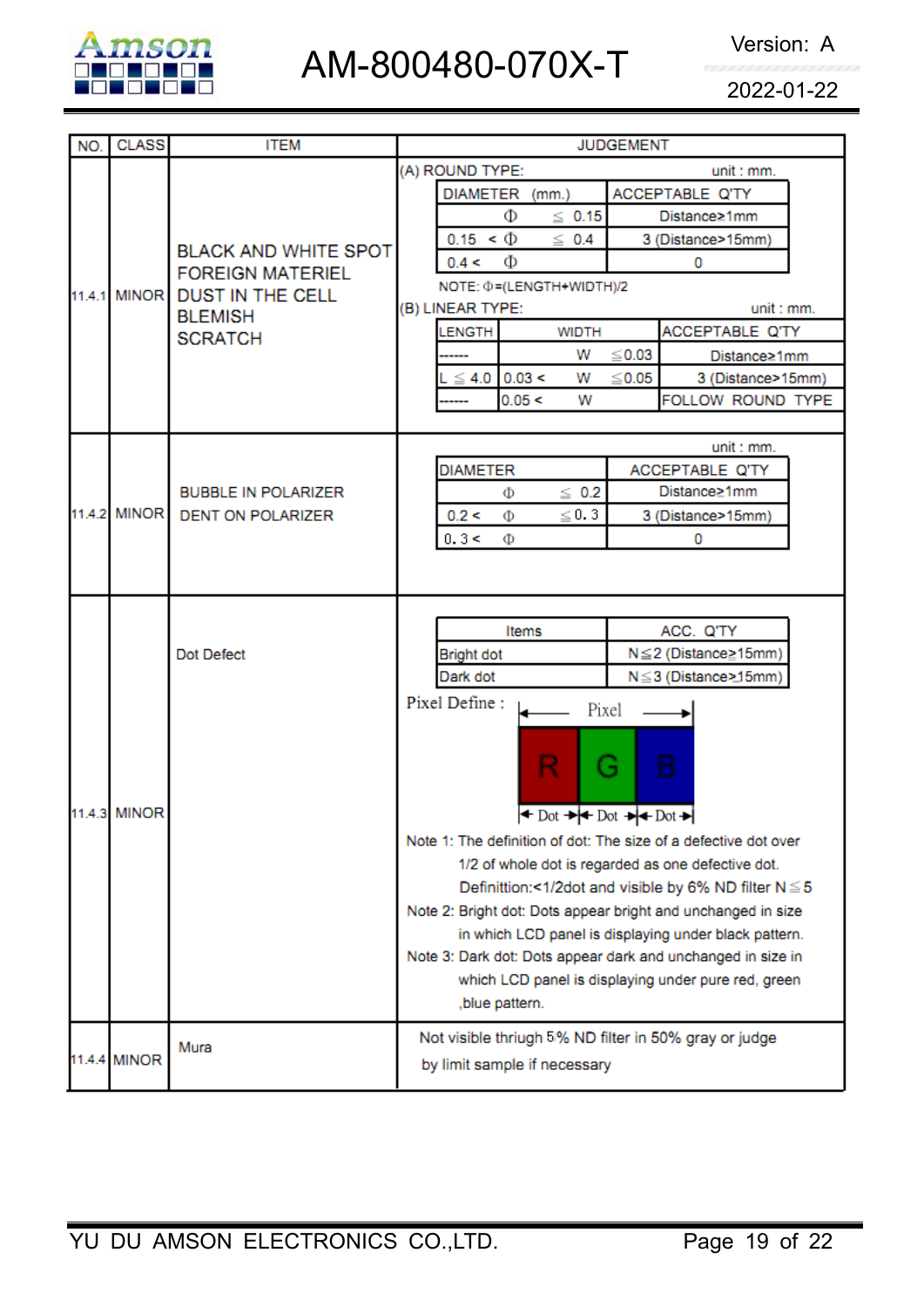| NO. | CLASS | ITEM | JUDGEMENT |
|---|---|---|---|
| 11.4.1 | MINOR | BLACK AND WHITE SPOT<br>FOREIGN MATERIEL<br>DUST IN THE CELL<br>BLEMISH<br>SCRATCH | (A) ROUND TYPE: unit : mm.<br>DIAMETER (mm.) / ACCEPTABLE Q'TY:<br>Φ ≦ 0.15 — Distance≧1mm<br>0.15 < Φ ≦ 0.4 — 3 (Distance>15mm)<br>0.4 < Φ — 0<br>NOTE: Φ=(LENGTH+WIDTH)/2<br>(B) LINEAR TYPE: unit : mm.<br>LENGTH / WIDTH / ACCEPTABLE Q'TY:<br>------ / W ≦0.03 — Distance≧1mm<br>L ≦ 4.0 / 0.03 < W ≦0.05 — 3 (Distance>15mm)<br>------ / 0.05 < W — FOLLOW ROUND TYPE |
| 11.4.2 | MINOR | BUBBLE IN POLARIZER<br>DENT ON POLARIZER | unit : mm.<br>DIAMETER / ACCEPTABLE Q'TY:<br>Φ ≦ 0.2 — Distance≧1mm<br>0.2 < Φ ≦0.3 — 3 (Distance>15mm)<br>0.3 < Φ — 0 |
| 11.4.3 | MINOR | Dot Defect | Items / ACC. Q'TY:<br>Bright dot — N≦2 (Distance≧15mm)<br>Dark dot — N≦3 (Distance≧15mm)<br>Pixel Define : Pixel = R Dot + G Dot + B Dot<br>Note 1: The definition of dot: The size of a defective dot over 1/2 of whole dot is regarded as one defective dot. Definittion:<1/2dot and visible by 6% ND filter N≦5<br>Note 2: Bright dot: Dots appear bright and unchanged in size in which LCD panel is displaying under black pattern.<br>Note 3: Dark dot: Dots appear dark and unchanged in size in which LCD panel is displaying under pure red, green ,blue pattern. |
| 11.4.4 | MINOR | Mura | Not visible thriugh 5% ND filter in 50% gray or judge by limit sample if necessary |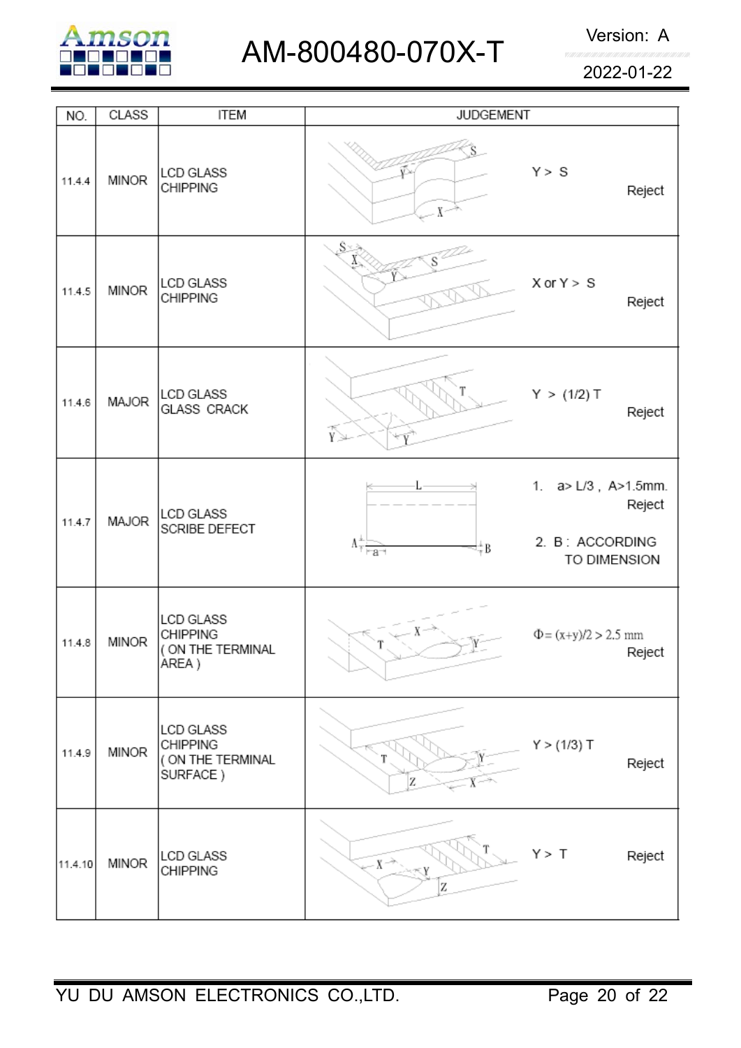| NO. | CLASS | ITEM | JUDGEMENT |
|---|---|---|---|
| 11.4.4 | MINOR | LCD GLASS CHIPPING | Y > S Reject |
| 11.4.5 | MINOR | LCD GLASS CHIPPING | X or Y > S Reject |
| 11.4.6 | MAJOR | LCD GLASS GLASS CRACK | Y > (1/2) T Reject |
| 11.4.7 | MAJOR | LCD GLASS SCRIBE DEFECT | 1. a> L/3 , A>1.5mm. Reject<br>2. B : ACCORDING TO DIMENSION |
| 11.4.8 | MINOR | LCD GLASS CHIPPING ( ON THE TERMINAL AREA ) | $\Phi = (x+y)/2 > 2.5$ mm Reject |
| 11.4.9 | MINOR | LCD GLASS CHIPPING ( ON THE TERMINAL SURFACE ) | Y > (1/3) T Reject |
| 11.4.10 | MINOR | LCD GLASS CHIPPING | Y > T Reject |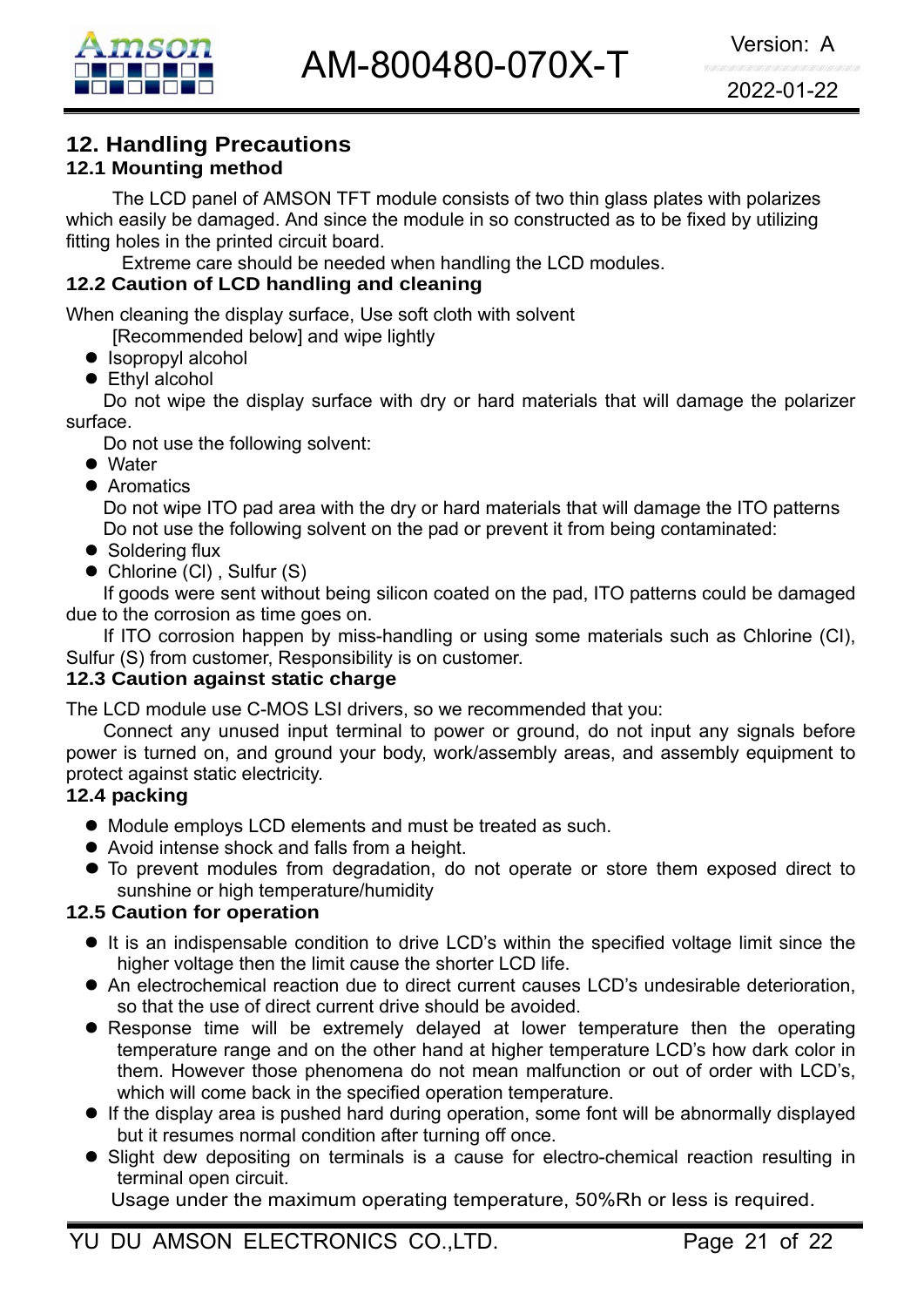## 12. Handling Precautions

### 12.1 Mounting method

The LCD panel of AMSON TFT module consists of two thin glass plates with polarizes which easily be damaged. And since the module in so constructed as to be fixed by utilizing fitting holes in the printed circuit board.

Extreme care should be needed when handling the LCD modules.

### 12.2 Caution of LCD handling and cleaning

When cleaning the display surface, Use soft cloth with solvent [Recommended below] and wipe lightly

- Isopropyl alcohol
- Ethyl alcohol

Do not wipe the display surface with dry or hard materials that will damage the polarizer surface.

Do not use the following solvent:

- Water
- Aromatics

Do not wipe ITO pad area with the dry or hard materials that will damage the ITO patterns
Do not use the following solvent on the pad or prevent it from being contaminated:

- Soldering flux
- Chlorine (Cl) , Sulfur (S)

If goods were sent without being silicon coated on the pad, ITO patterns could be damaged due to the corrosion as time goes on.

If ITO corrosion happen by miss-handling or using some materials such as Chlorine (CI), Sulfur (S) from customer, Responsibility is on customer.

### 12.3 Caution against static charge

The LCD module use C-MOS LSI drivers, so we recommended that you:

Connect any unused input terminal to power or ground, do not input any signals before power is turned on, and ground your body, work/assembly areas, and assembly equipment to protect against static electricity.

### 12.4 packing

- Module employs LCD elements and must be treated as such.
- Avoid intense shock and falls from a height.
- To prevent modules from degradation, do not operate or store them exposed direct to sunshine or high temperature/humidity

### 12.5 Caution for operation

- It is an indispensable condition to drive LCD's within the specified voltage limit since the higher voltage then the limit cause the shorter LCD life.
- An electrochemical reaction due to direct current causes LCD's undesirable deterioration, so that the use of direct current drive should be avoided.
- Response time will be extremely delayed at lower temperature then the operating temperature range and on the other hand at higher temperature LCD's how dark color in them. However those phenomena do not mean malfunction or out of order with LCD's, which will come back in the specified operation temperature.
- If the display area is pushed hard during operation, some font will be abnormally displayed but it resumes normal condition after turning off once.
- Slight dew depositing on terminals is a cause for electro-chemical reaction resulting in terminal open circuit.

Usage under the maximum operating temperature, 50%Rh or less is required.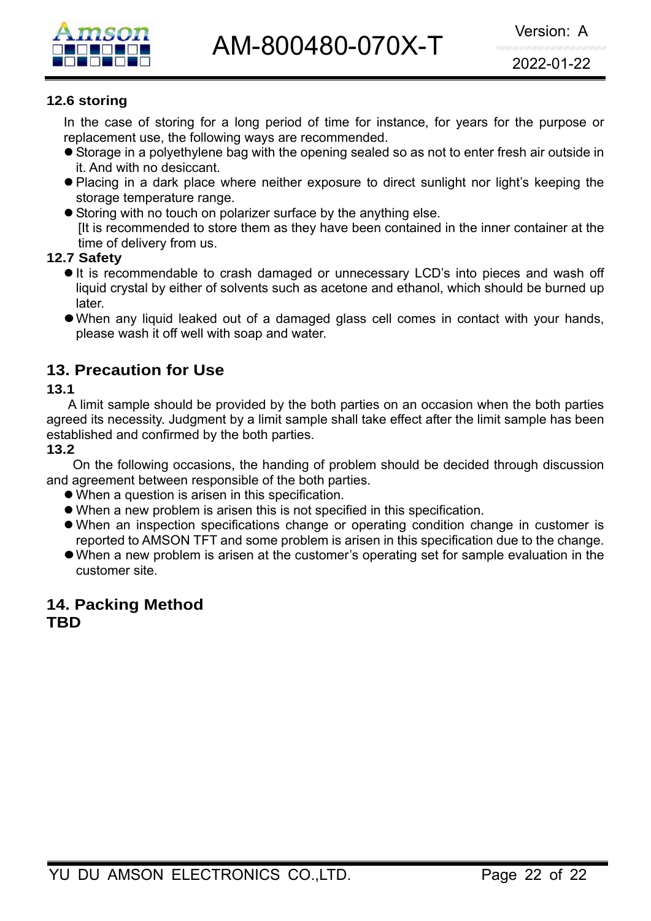### 12.6 storing

In the case of storing for a long period of time for instance, for years for the purpose or replacement use, the following ways are recommended.

- Storage in a polyethylene bag with the opening sealed so as not to enter fresh air outside in it. And with no desiccant.
- Placing in a dark place where neither exposure to direct sunlight nor light's keeping the storage temperature range.
- Storing with no touch on polarizer surface by the anything else.
  [It is recommended to store them as they have been contained in the inner container at the time of delivery from us.

### 12.7 Safety

- It is recommendable to crash damaged or unnecessary LCD's into pieces and wash off liquid crystal by either of solvents such as acetone and ethanol, which should be burned up later.
- When any liquid leaked out of a damaged glass cell comes in contact with your hands, please wash it off well with soap and water.

## 13. Precaution for Use

### 13.1

A limit sample should be provided by the both parties on an occasion when the both parties agreed its necessity. Judgment by a limit sample shall take effect after the limit sample has been established and confirmed by the both parties.

### 13.2

On the following occasions, the handing of problem should be decided through discussion and agreement between responsible of the both parties.

- When a question is arisen in this specification.
- When a new problem is arisen this is not specified in this specification.
- When an inspection specifications change or operating condition change in customer is reported to AMSON TFT and some problem is arisen in this specification due to the change.
- When a new problem is arisen at the customer's operating set for sample evaluation in the customer site.

## 14. Packing Method

**TBD**